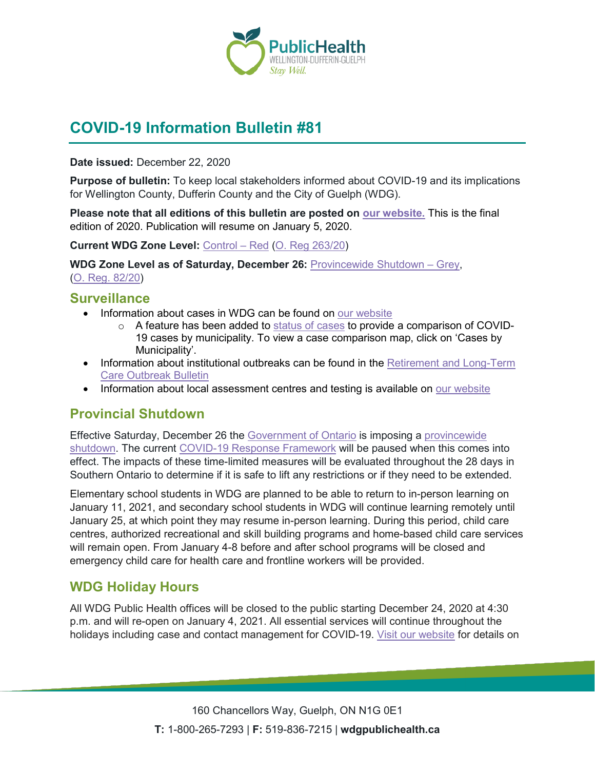# COVID-19 Information Bulletin #81

**Date issued:** December 22, 2020

**Purpose of bulletin:** To keep local stakeholders informed about COVID-19 and its implications for Wellington County, Dufferin County and the City of Guelph (WDG).

**Please note that all editions of this bulletin are posted on our website.** This is the final edition of 2020. Publication will resume on January 5, 2020.

**Current WDG Zone Level:** Control – Red (O. Reg 263/20)

**WDG Zone Level as of Saturday, December 26:** Provincewide Shutdown – Grey, (O. Reg. 82/20)

## Surveillance

- Information about cases in WDG can be found on our website
  - A feature has been added to status of cases to provide a comparison of COVID-19 cases by municipality. To view a case comparison map, click on 'Cases by Municipality'.
- Information about institutional outbreaks can be found in the Retirement and Long-Term Care Outbreak Bulletin
- Information about local assessment centres and testing is available on our website

## Provincial Shutdown

Effective Saturday, December 26 the Government of Ontario is imposing a provincewide shutdown. The current COVID-19 Response Framework will be paused when this comes into effect. The impacts of these time-limited measures will be evaluated throughout the 28 days in Southern Ontario to determine if it is safe to lift any restrictions or if they need to be extended.

Elementary school students in WDG are planned to be able to return to in-person learning on January 11, 2021, and secondary school students in WDG will continue learning remotely until January 25, at which point they may resume in-person learning. During this period, child care centres, authorized recreational and skill building programs and home-based child care services will remain open. From January 4-8 before and after school programs will be closed and emergency child care for health care and frontline workers will be provided.

## WDG Holiday Hours

All WDG Public Health offices will be closed to the public starting December 24, 2020 at 4:30 p.m. and will re-open on January 4, 2021. All essential services will continue throughout the holidays including case and contact management for COVID-19. Visit our website for details on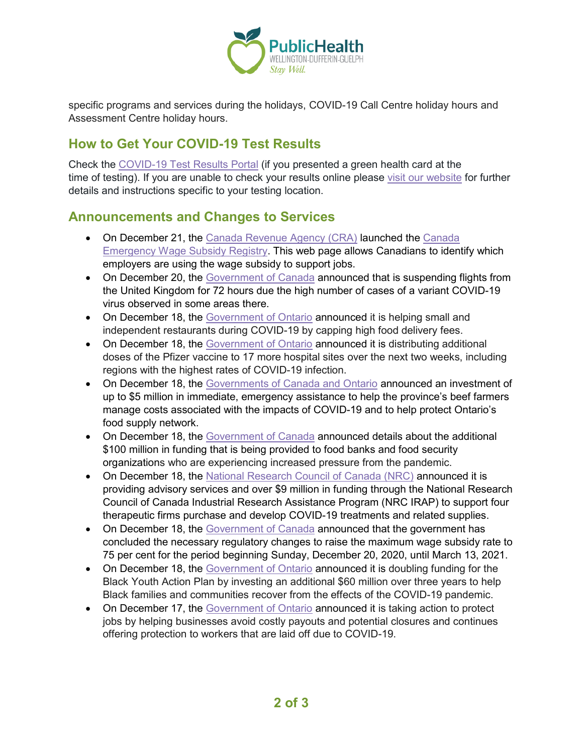specific programs and services during the holidays, COVID-19 Call Centre holiday hours and Assessment Centre holiday hours.

## How to Get Your COVID-19 Test Results

Check the COVID-19 Test Results Portal (if you presented a green health card at the time of testing). If you are unable to check your results online please visit our website for further details and instructions specific to your testing location.

## Announcements and Changes to Services

- On December 21, the Canada Revenue Agency (CRA) launched the Canada Emergency Wage Subsidy Registry. This web page allows Canadians to identify which employers are using the wage subsidy to support jobs.
- On December 20, the Government of Canada announced that is suspending flights from the United Kingdom for 72 hours due the high number of cases of a variant COVID-19 virus observed in some areas there.
- On December 18, the Government of Ontario announced it is helping small and independent restaurants during COVID-19 by capping high food delivery fees.
- On December 18, the Government of Ontario announced it is distributing additional doses of the Pfizer vaccine to 17 more hospital sites over the next two weeks, including regions with the highest rates of COVID-19 infection.
- On December 18, the Governments of Canada and Ontario announced an investment of up to $5 million in immediate, emergency assistance to help the province's beef farmers manage costs associated with the impacts of COVID-19 and to help protect Ontario's food supply network.
- On December 18, the Government of Canada announced details about the additional $100 million in funding that is being provided to food banks and food security organizations who are experiencing increased pressure from the pandemic.
- On December 18, the National Research Council of Canada (NRC) announced it is providing advisory services and over $9 million in funding through the National Research Council of Canada Industrial Research Assistance Program (NRC IRAP) to support four therapeutic firms purchase and develop COVID-19 treatments and related supplies.
- On December 18, the Government of Canada announced that the government has concluded the necessary regulatory changes to raise the maximum wage subsidy rate to 75 per cent for the period beginning Sunday, December 20, 2020, until March 13, 2021.
- On December 18, the Government of Ontario announced it is doubling funding for the Black Youth Action Plan by investing an additional $60 million over three years to help Black families and communities recover from the effects of the COVID-19 pandemic.
- On December 17, the Government of Ontario announced it is taking action to protect jobs by helping businesses avoid costly payouts and potential closures and continues offering protection to workers that are laid off due to COVID-19.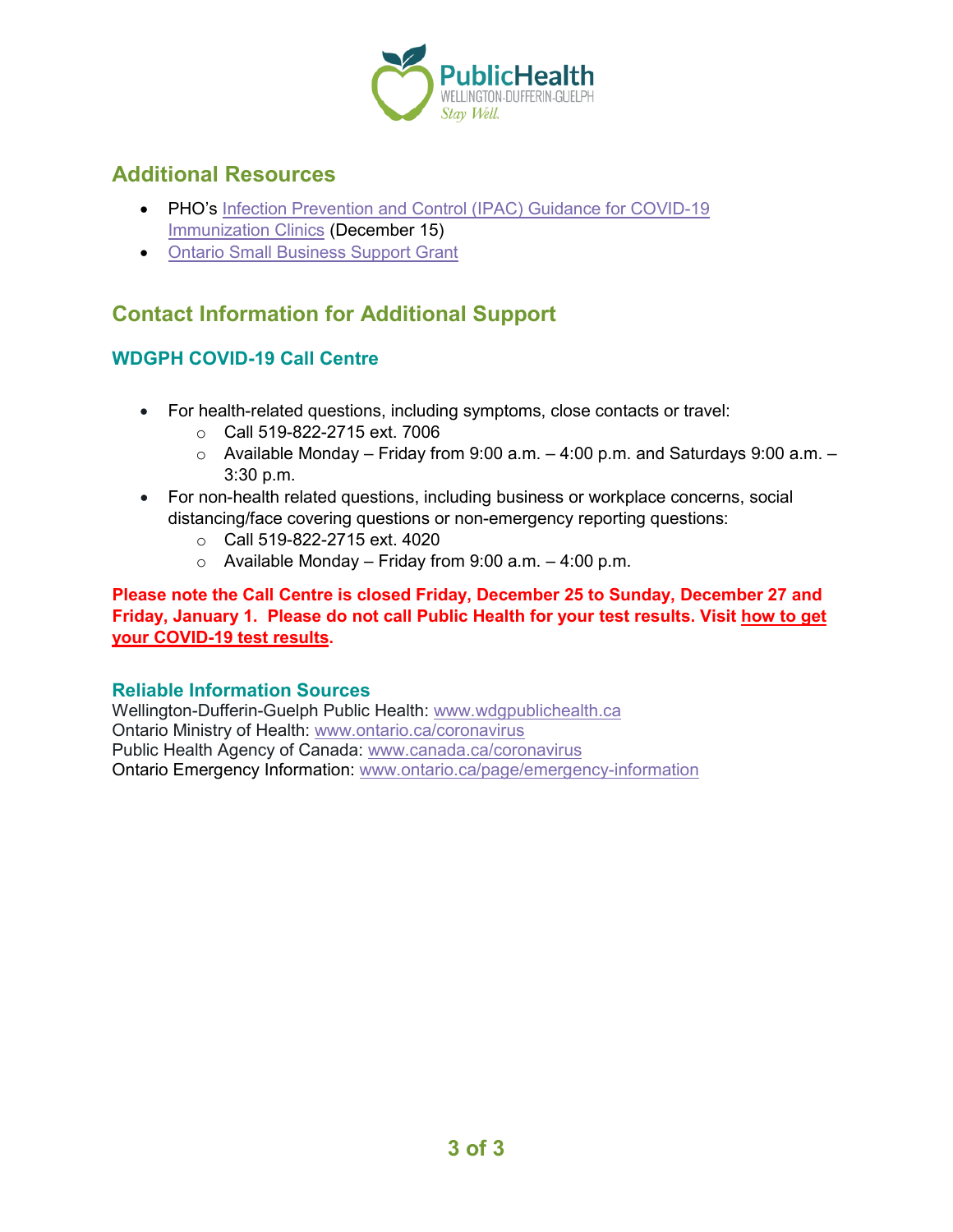## Additional Resources

- PHO's Infection Prevention and Control (IPAC) Guidance for COVID-19 Immunization Clinics (December 15)
- Ontario Small Business Support Grant

## Contact Information for Additional Support

### WDGPH COVID-19 Call Centre

- For health-related questions, including symptoms, close contacts or travel:
  - Call 519-822-2715 ext. 7006
  - Available Monday – Friday from 9:00 a.m. – 4:00 p.m. and Saturdays 9:00 a.m. – 3:30 p.m.
- For non-health related questions, including business or workplace concerns, social distancing/face covering questions or non-emergency reporting questions:
  - Call 519-822-2715 ext. 4020
  - Available Monday – Friday from 9:00 a.m. – 4:00 p.m.

**Please note the Call Centre is closed Friday, December 25 to Sunday, December 27 and Friday, January 1. Please do not call Public Health for your test results. Visit how to get your COVID-19 test results.**

### Reliable Information Sources

Wellington-Dufferin-Guelph Public Health: www.wdgpublichealth.ca
Ontario Ministry of Health: www.ontario.ca/coronavirus
Public Health Agency of Canada: www.canada.ca/coronavirus
Ontario Emergency Information: www.ontario.ca/page/emergency-information